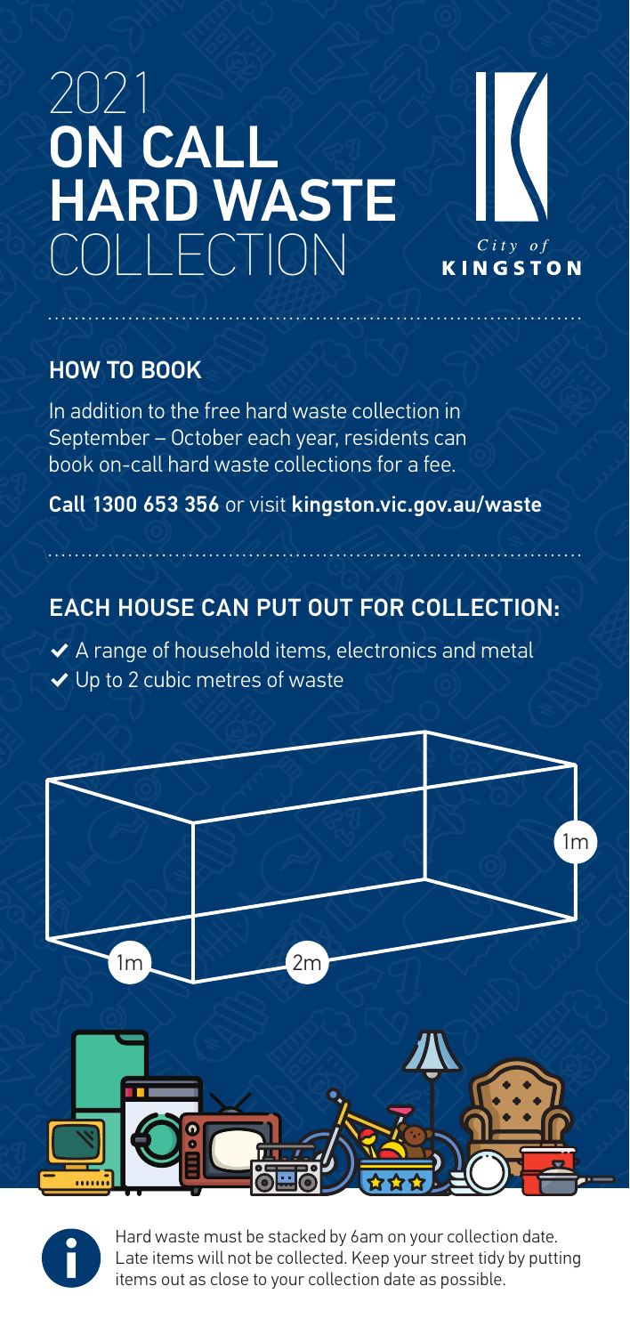# 2021 **ON CALL HARD WASTE** COLLECTION

City of KINGSTON

## HOW TO BOOK

In addition to the free hard waste collection in September – October each year, residents can book on-call hard waste collections for a fee.

**Call 1300 653 356** or visit **kingston.vic.gov.au/waste**

## EACH HOUSE CAN PUT OUT FOR COLLECTION:

- ✔ A range of household items, electronics and metal
- ✔ Up to 2 cubic metres of waste

1m 2m 1m

Hard waste must be stacked by 6am on your collection date. Late items will not be collected. Keep your street tidy by putting items out as close to your collection date as possible.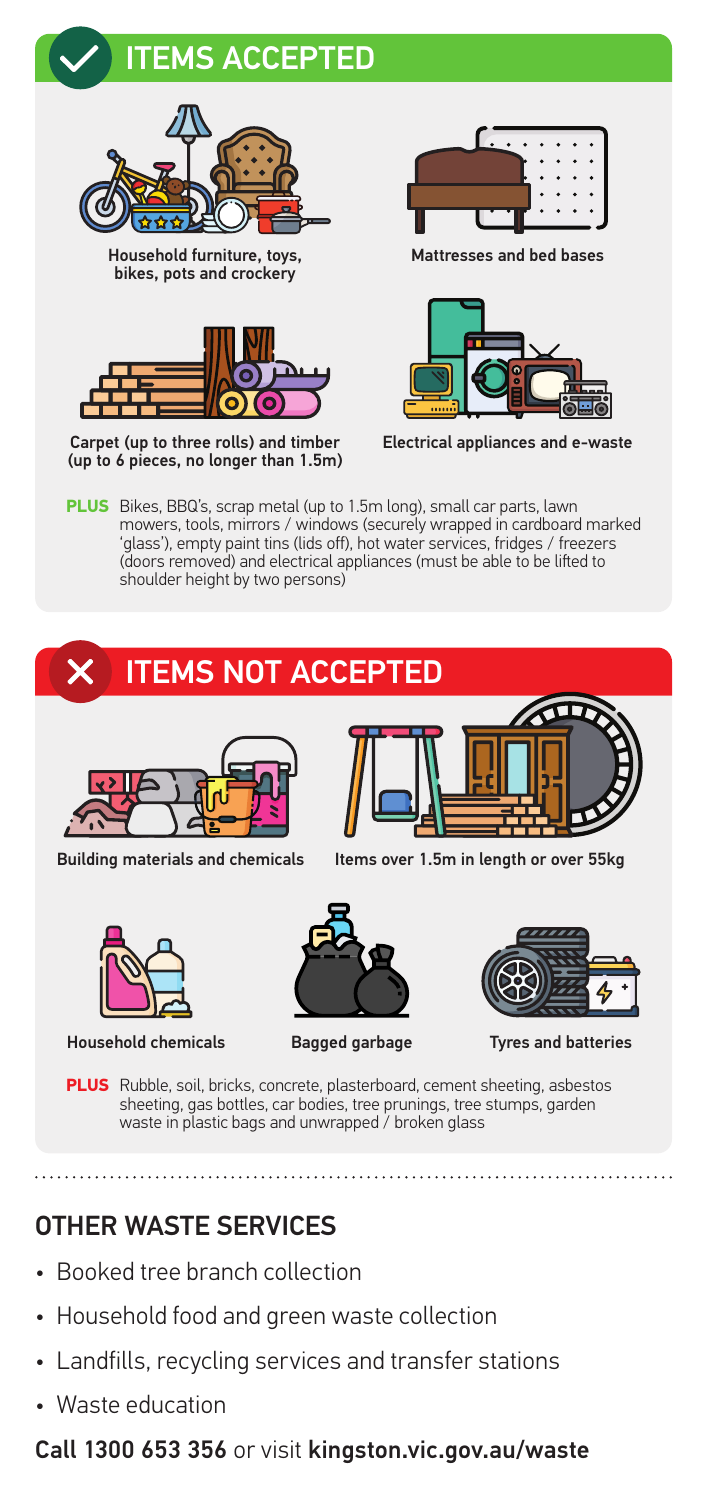## ITEMS ACCEPTED

Household furniture, toys, bikes, pots and crockery

Mattresses and bed bases

Carpet (up to three rolls) and timber (up to 6 pieces, no longer than 1.5m)

Electrical appliances and e-waste

**PLUS** Bikes, BBQ's, scrap metal (up to 1.5m long), small car parts, lawn mowers, tools, mirrors / windows (securely wrapped in cardboard marked 'glass'), empty paint tins (lids off), hot water services, fridges / freezers (doors removed) and electrical appliances (must be able to be lifted to shoulder height by two persons)

## ITEMS NOT ACCEPTED

Building materials and chemicals

Items over 1.5m in length or over 55kg

Household chemicals

Bagged garbage

Tyres and batteries

**PLUS** Rubble, soil, bricks, concrete, plasterboard, cement sheeting, asbestos sheeting, gas bottles, car bodies, tree prunings, tree stumps, garden waste in plastic bags and unwrapped / broken glass

## OTHER WASTE SERVICES

- Booked tree branch collection
- Household food and green waste collection
- Landfills, recycling services and transfer stations
- Waste education

**Call 1300 653 356** or visit **kingston.vic.gov.au/waste**